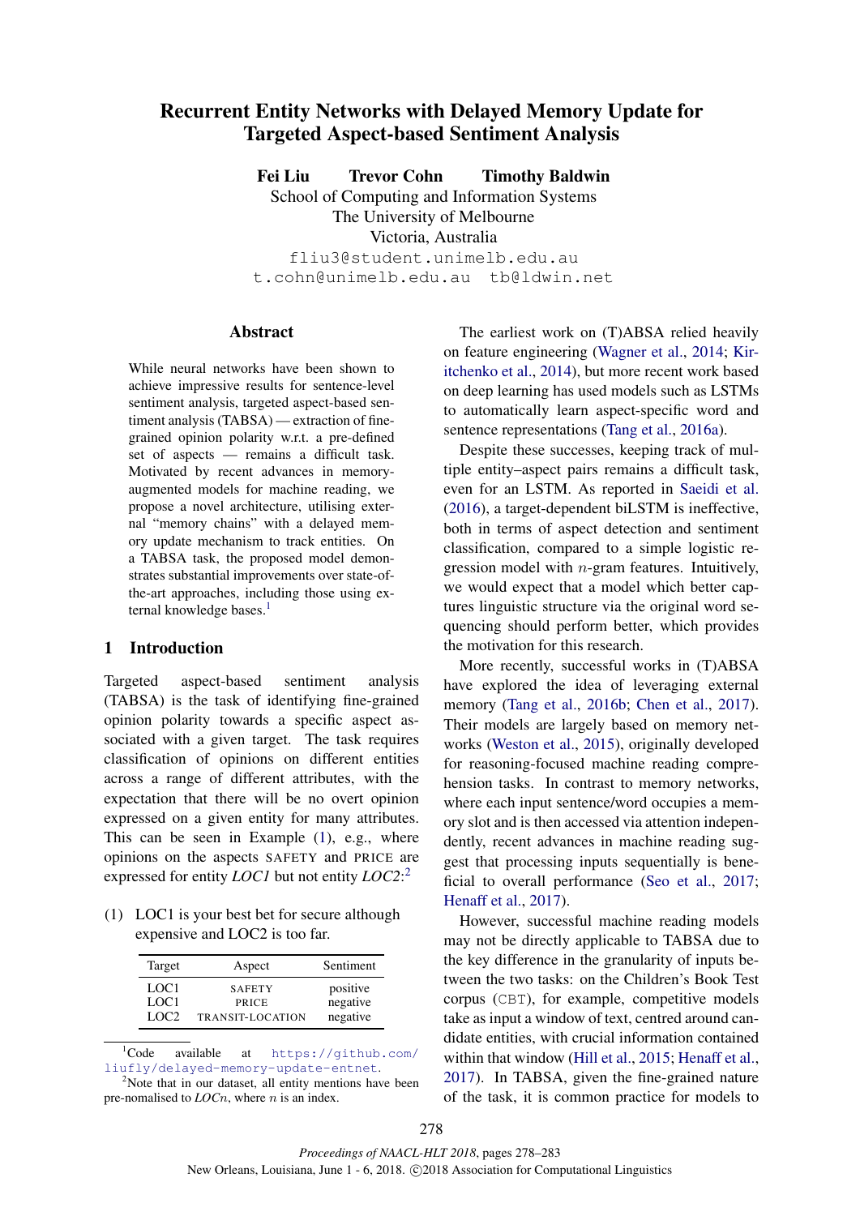# Recurrent Entity Networks with Delayed Memory Update for Targeted Aspect-based Sentiment Analysis

**Fei Liu Trevor Cohn Timothy Baldwin**

School of Computing and Information Systems
The University of Melbourne
Victoria, Australia

fliu3@student.unimelb.edu.au
t.cohn@unimelb.edu.au tb@ldwin.net

## Abstract

While neural networks have been shown to achieve impressive results for sentence-level sentiment analysis, targeted aspect-based sentiment analysis (TABSA) — extraction of fine-grained opinion polarity w.r.t. a pre-defined set of aspects — remains a difficult task. Motivated by recent advances in memory-augmented models for machine reading, we propose a novel architecture, utilising external "memory chains" with a delayed memory update mechanism to track entities. On a TABSA task, the proposed model demonstrates substantial improvements over state-of-the-art approaches, including those using external knowledge bases.[1]

## 1 Introduction

Targeted aspect-based sentiment analysis (TABSA) is the task of identifying fine-grained opinion polarity towards a specific aspect associated with a given target. The task requires classification of opinions on different entities across a range of different attributes, with the expectation that there will be no overt opinion expressed on a given entity for many attributes. This can be seen in Example (1), e.g., where opinions on the aspects SAFETY and PRICE are expressed for entity *LOC1* but not entity *LOC2*:[2]

(1) LOC1 is your best bet for secure although expensive and LOC2 is too far.

| Target | Aspect | Sentiment |
|---|---|---|
| LOC1 | SAFETY | positive |
| LOC1 | PRICE | negative |
| LOC2 | TRANSIT-LOCATION | negative |

The earliest work on (T)ABSA relied heavily on feature engineering (Wagner et al., 2014; Kiritchenko et al., 2014), but more recent work based on deep learning has used models such as LSTMs to automatically learn aspect-specific word and sentence representations (Tang et al., 2016a).

Despite these successes, keeping track of multiple entity–aspect pairs remains a difficult task, even for an LSTM. As reported in Saeidi et al. (2016), a target-dependent biLSTM is ineffective, both in terms of aspect detection and sentiment classification, compared to a simple logistic regression model with $n$-gram features. Intuitively, we would expect that a model which better captures linguistic structure via the original word sequencing should perform better, which provides the motivation for this research.

More recently, successful works in (T)ABSA have explored the idea of leveraging external memory (Tang et al., 2016b; Chen et al., 2017). Their models are largely based on memory networks (Weston et al., 2015), originally developed for reasoning-focused machine reading comprehension tasks. In contrast to memory networks, where each input sentence/word occupies a memory slot and is then accessed via attention independently, recent advances in machine reading suggest that processing inputs sequentially is beneficial to overall performance (Seo et al., 2017; Henaff et al., 2017).

However, successful machine reading models may not be directly applicable to TABSA due to the key difference in the granularity of inputs between the two tasks: on the Children's Book Test corpus (CBT), for example, competitive models take as input a window of text, centred around candidate entities, with crucial information contained within that window (Hill et al., 2015; Henaff et al., 2017). In TABSA, given the fine-grained nature of the task, it is common practice for models to

[1] Code available at https://github.com/liufly/delayed-memory-update-entnet.

[2] Note that in our dataset, all entity mentions have been pre-nomalised to *LOCn*, where $n$ is an index.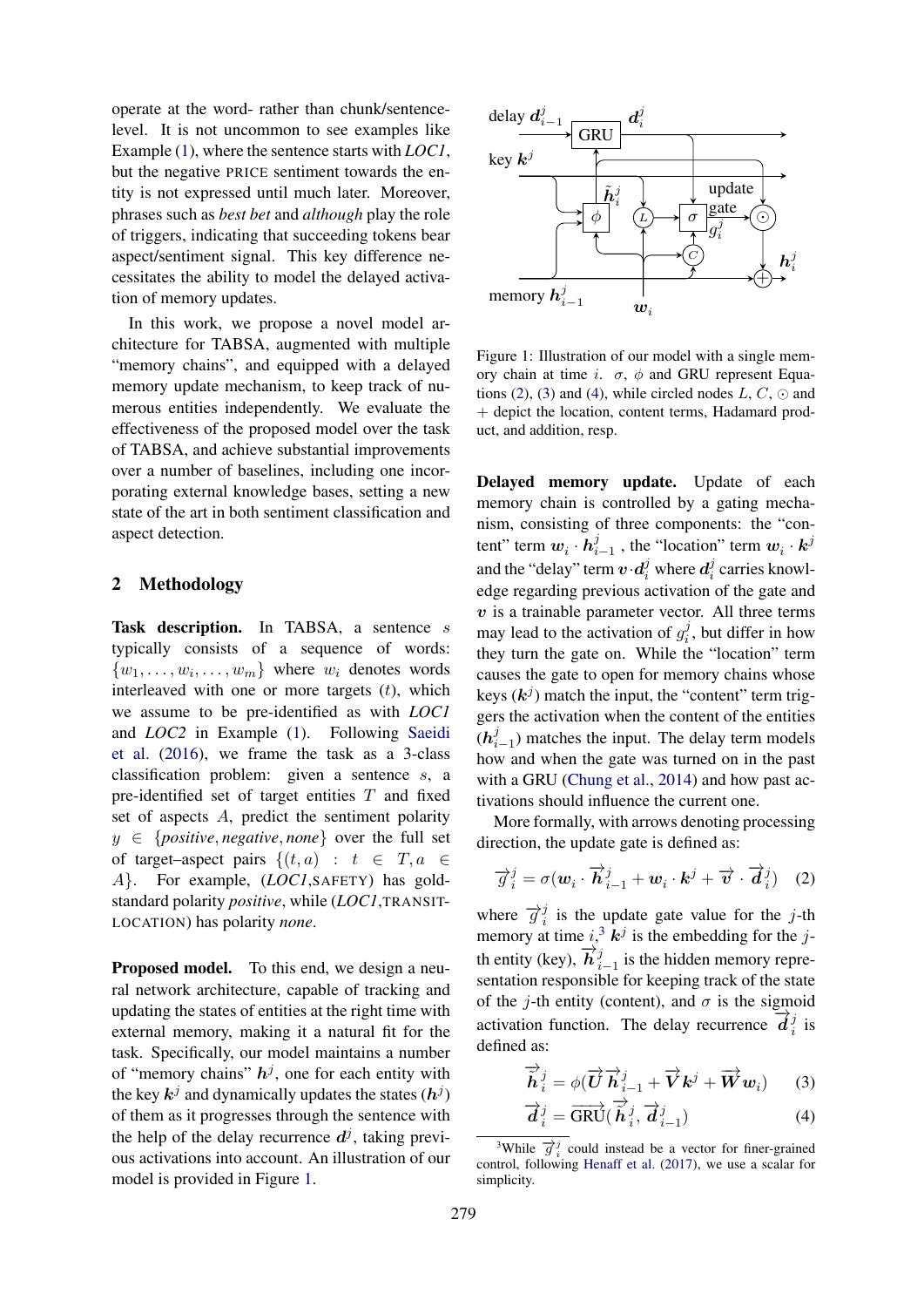operate at the word- rather than chunk/sentence-level. It is not uncommon to see examples like Example (1), where the sentence starts with *LOC1*, but the negative PRICE sentiment towards the entity is not expressed until much later. Moreover, phrases such as *best bet* and *although* play the role of triggers, indicating that succeeding tokens bear aspect/sentiment signal. This key difference necessitates the ability to model the delayed activation of memory updates.

In this work, we propose a novel model architecture for TABSA, augmented with multiple "memory chains", and equipped with a delayed memory update mechanism, to keep track of numerous entities independently. We evaluate the effectiveness of the proposed model over the task of TABSA, and achieve substantial improvements over a number of baselines, including one incorporating external knowledge bases, setting a new state of the art in both sentiment classification and aspect detection.

## 2 Methodology

**Task description.** In TABSA, a sentence $s$ typically consists of a sequence of words: $\{w_1, \ldots, w_i, \ldots, w_m\}$ where $w_i$ denotes words interleaved with one or more targets ($t$), which we assume to be pre-identified as with *LOC1* and *LOC2* in Example (1). Following Saeidi et al. (2016), we frame the task as a 3-class classification problem: given a sentence $s$, a pre-identified set of target entities $T$ and fixed set of aspects $A$, predict the sentiment polarity $y \in \{positive, negative, none\}$ over the full set of target–aspect pairs $\{(t, a) : t \in T, a \in A\}$. For example, (*LOC1*,SAFETY) has gold-standard polarity *positive*, while (*LOC1*,TRANSIT-LOCATION) has polarity *none*.

**Proposed model.** To this end, we design a neural network architecture, capable of tracking and updating the states of entities at the right time with external memory, making it a natural fit for the task. Specifically, our model maintains a number of "memory chains" $\boldsymbol{h}^j$, one for each entity with the key $\boldsymbol{k}^j$ and dynamically updates the states ($\boldsymbol{h}^j$) of them as it progresses through the sentence with the help of the delay recurrence $\boldsymbol{d}^j$, taking previous activations into account. An illustration of our model is provided in Figure 1.

Figure 1: Illustration of our model with a single memory chain at time $i$. $\sigma$, $\phi$ and GRU represent Equations (2), (3) and (4), while circled nodes $L$, $C$, $\odot$ and $+$ depict the location, content terms, Hadamard product, and addition, resp.

**Delayed memory update.** Update of each memory chain is controlled by a gating mechanism, consisting of three components: the "content" term $\boldsymbol{w}_i \cdot \boldsymbol{h}^j_{i-1}$ , the "location" term $\boldsymbol{w}_i \cdot \boldsymbol{k}^j$ and the "delay" term $\boldsymbol{v} \cdot \boldsymbol{d}^j_i$ where $\boldsymbol{d}^j_i$ carries knowledge regarding previous activation of the gate and $\boldsymbol{v}$ is a trainable parameter vector. All three terms may lead to the activation of $g^j_i$, but differ in how they turn the gate on. While the "location" term causes the gate to open for memory chains whose keys ($\boldsymbol{k}^j$) match the input, the "content" term triggers the activation when the content of the entities ($\boldsymbol{h}^j_{i-1}$) matches the input. The delay term models how and when the gate was turned on in the past with a GRU (Chung et al., 2014) and how past activations should influence the current one.

More formally, with arrows denoting processing direction, the update gate is defined as:

$$\overrightarrow{g}^j_i = \sigma(\boldsymbol{w}_i \cdot \overrightarrow{\boldsymbol{h}}^j_{i-1} + \boldsymbol{w}_i \cdot \boldsymbol{k}^j + \overrightarrow{\boldsymbol{v}} \cdot \overrightarrow{\boldsymbol{d}}^j_i) \quad (2)$$

where $\overrightarrow{g}^j_i$ is the update gate value for the $j$-th memory at time $i$,[3] $\boldsymbol{k}^j$ is the embedding for the $j$-th entity (key), $\overrightarrow{\boldsymbol{h}}^j_{i-1}$ is the hidden memory representation responsible for keeping track of the state of the $j$-th entity (content), and $\sigma$ is the sigmoid activation function. The delay recurrence $\overrightarrow{\boldsymbol{d}}^j_i$ is defined as:

$$\overrightarrow{\tilde{\boldsymbol{h}}}^j_i = \phi(\overrightarrow{\boldsymbol{U}}\overrightarrow{\boldsymbol{h}}^j_{i-1} + \overrightarrow{\boldsymbol{V}}\boldsymbol{k}^j + \overrightarrow{\boldsymbol{W}}\boldsymbol{w}_i) \quad (3)$$

$$\overrightarrow{\boldsymbol{d}}^j_i = \overrightarrow{\text{GRU}}(\overrightarrow{\tilde{\boldsymbol{h}}}^j_i, \overrightarrow{\boldsymbol{d}}^j_{i-1}) \quad (4)$$

[3]While $\overrightarrow{g}^j_i$ could instead be a vector for finer-grained control, following Henaff et al. (2017), we use a scalar for simplicity.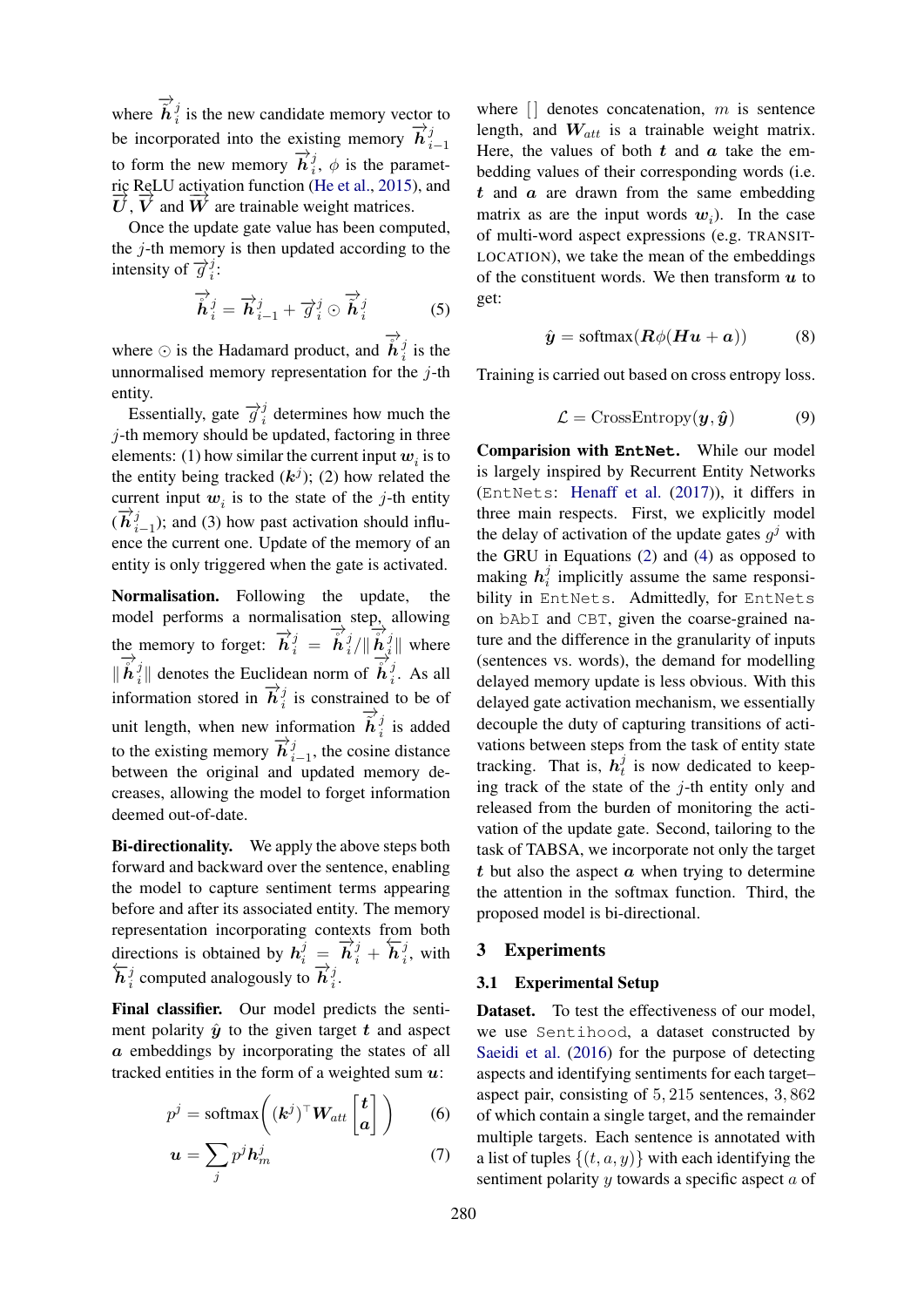where $\overrightarrow{\tilde{\boldsymbol{h}}}_i^j$ is the new candidate memory vector to be incorporated into the existing memory $\overrightarrow{\boldsymbol{h}}_{i-1}^j$ to form the new memory $\overrightarrow{\boldsymbol{h}}_i^j$, $\phi$ is the parametric ReLU activation function (He et al., 2015), and $\overrightarrow{\boldsymbol{U}}$, $\overrightarrow{\boldsymbol{V}}$ and $\overrightarrow{\boldsymbol{W}}$ are trainable weight matrices.

Once the update gate value has been computed, the $j$-th memory is then updated according to the intensity of $\overrightarrow{g}_i^j$:

$$\overrightarrow{\hat{\boldsymbol{h}}}_i^j = \overrightarrow{\boldsymbol{h}}_{i-1}^j + \overrightarrow{g}_i^j \odot \overrightarrow{\tilde{\boldsymbol{h}}}_i^j \tag{5}$$

where $\odot$ is the Hadamard product, and $\overrightarrow{\hat{\boldsymbol{h}}}_i^j$ is the unnormalised memory representation for the $j$-th entity.

Essentially, gate $\overrightarrow{g}_i^j$ determines how much the $j$-th memory should be updated, factoring in three elements: (1) how similar the current input $\boldsymbol{w}_i$ is to the entity being tracked ($\boldsymbol{k}^j$); (2) how related the current input $\boldsymbol{w}_i$ is to the state of the $j$-th entity ($\overrightarrow{\boldsymbol{h}}_{i-1}^j$); and (3) how past activation should influence the current one. Update of the memory of an entity is only triggered when the gate is activated.

**Normalisation.** Following the update, the model performs a normalisation step, allowing the memory to forget: $\overrightarrow{\boldsymbol{h}}_i^j = \overrightarrow{\hat{\boldsymbol{h}}}_i^j / \| \overrightarrow{\hat{\boldsymbol{h}}}_i^j \|$ where $\| \overrightarrow{\hat{\boldsymbol{h}}}_i^j \|$ denotes the Euclidean norm of $\overrightarrow{\hat{\boldsymbol{h}}}_i^j$. As all information stored in $\overrightarrow{\boldsymbol{h}}_i^j$ is constrained to be of unit length, when new information $\overrightarrow{\tilde{\boldsymbol{h}}}_i^j$ is added to the existing memory $\overrightarrow{\boldsymbol{h}}_{i-1}^j$, the cosine distance between the original and updated memory decreases, allowing the model to forget information deemed out-of-date.

**Bi-directionality.** We apply the above steps both forward and backward over the sentence, enabling the model to capture sentiment terms appearing before and after its associated entity. The memory representation incorporating contexts from both directions is obtained by $\boldsymbol{h}_i^j = \overrightarrow{\boldsymbol{h}}_i^j + \overleftarrow{\boldsymbol{h}}_i^j$, with $\overleftarrow{\boldsymbol{h}}_i^j$ computed analogously to $\overrightarrow{\boldsymbol{h}}_i^j$.

**Final classifier.** Our model predicts the sentiment polarity $\hat{\boldsymbol{y}}$ to the given target $\boldsymbol{t}$ and aspect $\boldsymbol{a}$ embeddings by incorporating the states of all tracked entities in the form of a weighted sum $\boldsymbol{u}$:

$$p^j = \text{softmax}\left( (\boldsymbol{k}^j)^\top \boldsymbol{W}_{att} \begin{bmatrix} \boldsymbol{t} \\ \boldsymbol{a} \end{bmatrix} \right) \tag{6}$$

$$\boldsymbol{u} = \sum_j p^j \boldsymbol{h}_m^j \tag{7}$$

where [] denotes concatenation, $m$ is sentence length, and $\boldsymbol{W}_{att}$ is a trainable weight matrix. Here, the values of both $\boldsymbol{t}$ and $\boldsymbol{a}$ take the embedding values of their corresponding words (i.e. $\boldsymbol{t}$ and $\boldsymbol{a}$ are drawn from the same embedding matrix as are the input words $\boldsymbol{w}_i$). In the case of multi-word aspect expressions (e.g. TRANSIT-LOCATION), we take the mean of the embeddings of the constituent words. We then transform $\boldsymbol{u}$ to get:

$$\hat{\boldsymbol{y}} = \text{softmax}(\boldsymbol{R}\phi(\boldsymbol{H}\boldsymbol{u} + \boldsymbol{a})) \tag{8}$$

Training is carried out based on cross entropy loss.

$$\mathcal{L} = \text{CrossEntropy}(\boldsymbol{y}, \hat{\boldsymbol{y}}) \tag{9}$$

**Comparision with `EntNet`.** While our model is largely inspired by Recurrent Entity Networks (`EntNets`: Henaff et al. (2017)), it differs in three main respects. First, we explicitly model the delay of activation of the update gates $g^j$ with the GRU in Equations (2) and (4) as opposed to making $\boldsymbol{h}_i^j$ implicitly assume the same responsibility in `EntNets`. Admittedly, for `EntNets` on `bAbI` and `CBT`, given the coarse-grained nature and the difference in the granularity of inputs (sentences vs. words), the demand for modelling delayed memory update is less obvious. With this delayed gate activation mechanism, we essentially decouple the duty of capturing transitions of activations between steps from the task of entity state tracking. That is, $\boldsymbol{h}_t^j$ is now dedicated to keeping track of the state of the $j$-th entity only and released from the burden of monitoring the activation of the update gate. Second, tailoring to the task of TABSA, we incorporate not only the target $\boldsymbol{t}$ but also the aspect $\boldsymbol{a}$ when trying to determine the attention in the softmax function. Third, the proposed model is bi-directional.

## 3 Experiments

### 3.1 Experimental Setup

**Dataset.** To test the effectiveness of our model, we use `Sentihood`, a dataset constructed by Saeidi et al. (2016) for the purpose of detecting aspects and identifying sentiments for each target–aspect pair, consisting of 5,215 sentences, 3,862 of which contain a single target, and the remainder multiple targets. Each sentence is annotated with a list of tuples $\{(t, a, y)\}$ with each identifying the sentiment polarity $y$ towards a specific aspect $a$ of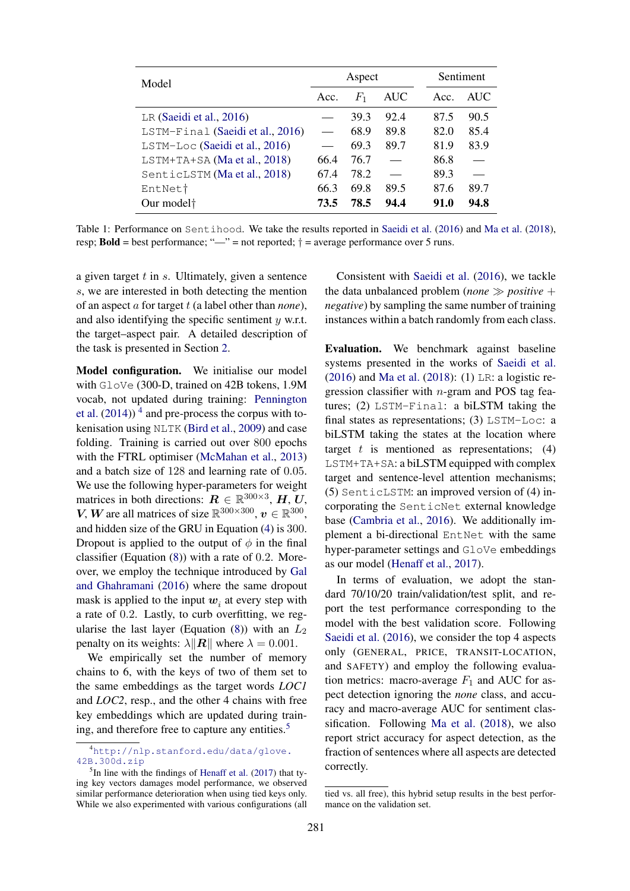| Model | Aspect | | | Sentiment | |
|---|---|---|---|---|---|
| | Acc. | $F_1$ | AUC | Acc. | AUC |
| LR (Saeidi et al., 2016) | — | 39.3 | 92.4 | 87.5 | 90.5 |
| LSTM-Final (Saeidi et al., 2016) | — | 68.9 | 89.8 | 82.0 | 85.4 |
| LSTM-Loc (Saeidi et al., 2016) | — | 69.3 | 89.7 | 81.9 | 83.9 |
| LSTM+TA+SA (Ma et al., 2018) | 66.4 | 76.7 | — | 86.8 | — |
| SenticLSTM (Ma et al., 2018) | 67.4 | 78.2 | — | 89.3 | — |
| EntNet† | 66.3 | 69.8 | 89.5 | 87.6 | 89.7 |
| Our model† | **73.5** | **78.5** | **94.4** | **91.0** | **94.8** |

Table 1: Performance on Sentihood. We take the results reported in Saeidi et al. (2016) and Ma et al. (2018), resp; **Bold** = best performance; "—" = not reported; † = average performance over 5 runs.

a given target $t$ in $s$. Ultimately, given a sentence $s$, we are interested in both detecting the mention of an aspect $a$ for target $t$ (a label other than *none*), and also identifying the specific sentiment $y$ w.r.t. the target–aspect pair. A detailed description of the task is presented in Section 2.

**Model configuration.** We initialise our model with GloVe (300-D, trained on 42B tokens, 1.9M vocab, not updated during training: Pennington et al. (2014))[4] and pre-process the corpus with tokenisation using NLTK (Bird et al., 2009) and case folding. Training is carried out over 800 epochs with the FTRL optimiser (McMahan et al., 2013) and a batch size of 128 and learning rate of 0.05. We use the following hyper-parameters for weight matrices in both directions: $\boldsymbol{R} \in \mathbb{R}^{300\times3}$, $\boldsymbol{H}$, $\boldsymbol{U}$, $\boldsymbol{V}$, $\boldsymbol{W}$ are all matrices of size $\mathbb{R}^{300\times300}$, $\boldsymbol{v} \in \mathbb{R}^{300}$, and hidden size of the GRU in Equation (4) is 300. Dropout is applied to the output of $\phi$ in the final classifier (Equation (8)) with a rate of 0.2. Moreover, we employ the technique introduced by Gal and Ghahramani (2016) where the same dropout mask is applied to the input $\boldsymbol{w}_i$ at every step with a rate of 0.2. Lastly, to curb overfitting, we regularise the last layer (Equation (8)) with an $L_2$ penalty on its weights: $\lambda\|\boldsymbol{R}\|$ where $\lambda = 0.001$.

We empirically set the number of memory chains to 6, with the keys of two of them set to the same embeddings as the target words *LOC1* and *LOC2*, resp., and the other 4 chains with free key embeddings which are updated during training, and therefore free to capture any entities.[5]

Consistent with Saeidi et al. (2016), we tackle the data unbalanced problem (*none* $\gg$ *positive* + *negative*) by sampling the same number of training instances within a batch randomly from each class.

**Evaluation.** We benchmark against baseline systems presented in the works of Saeidi et al. (2016) and Ma et al. (2018): (1) LR: a logistic regression classifier with $n$-gram and POS tag features; (2) LSTM-Final: a biLSTM taking the final states as representations; (3) LSTM-Loc: a biLSTM taking the states at the location where target $t$ is mentioned as representations; (4) LSTM+TA+SA: a biLSTM equipped with complex target and sentence-level attention mechanisms; (5) SenticLSTM: an improved version of (4) incorporating the SenticNet external knowledge base (Cambria et al., 2016). We additionally implement a bi-directional EntNet with the same hyper-parameter settings and GloVe embeddings as our model (Henaff et al., 2017).

In terms of evaluation, we adopt the standard 70/10/20 train/validation/test split, and report the test performance corresponding to the model with the best validation score. Following Saeidi et al. (2016), we consider the top 4 aspects only (GENERAL, PRICE, TRANSIT-LOCATION, and SAFETY) and employ the following evaluation metrics: macro-average $F_1$ and AUC for aspect detection ignoring the *none* class, and accuracy and macro-average AUC for sentiment classification. Following Ma et al. (2018), we also report strict accuracy for aspect detection, as the fraction of sentences where all aspects are detected correctly.

[4] http://nlp.stanford.edu/data/glove.42B.300d.zip

[5] In line with the findings of Henaff et al. (2017) that tying key vectors damages model performance, we observed similar performance deterioration when using tied keys only. While we also experimented with various configurations (all tied vs. all free), this hybrid setup results in the best performance on the validation set.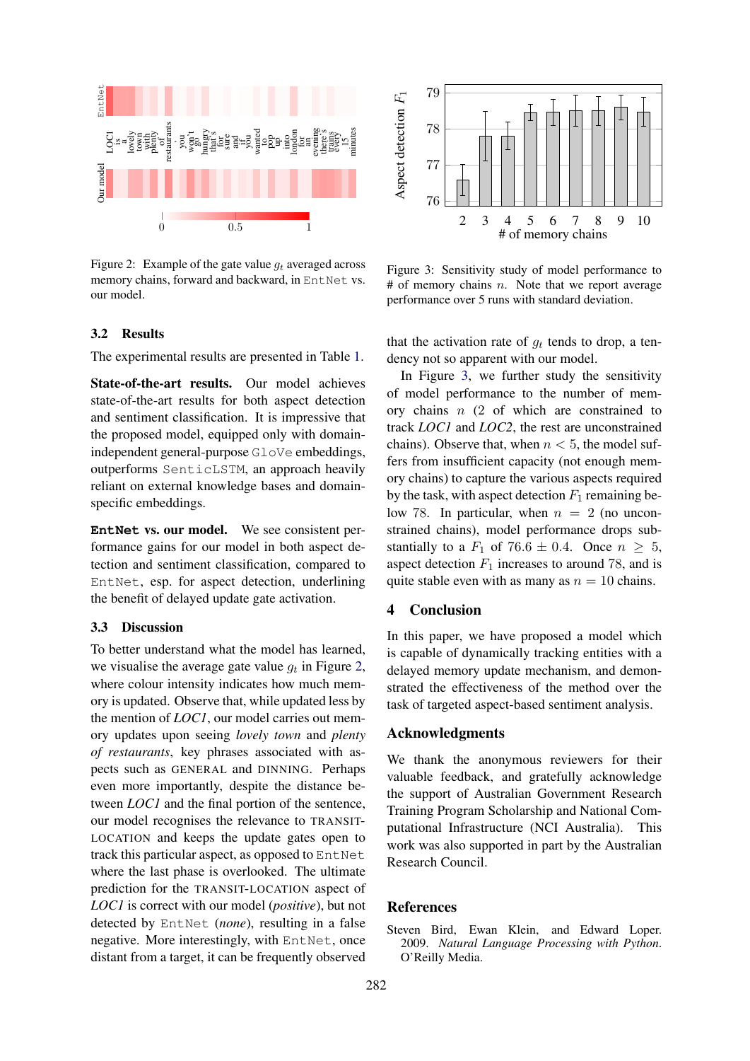Figure 2: Example of the gate value $g_t$ averaged across memory chains, forward and backward, in EntNet vs. our model.

Figure 3: Sensitivity study of model performance to # of memory chains $n$. Note that we report average performance over 5 runs with standard deviation.

### 3.2 Results

The experimental results are presented in Table 1.

**State-of-the-art results.** Our model achieves state-of-the-art results for both aspect detection and sentiment classification. It is impressive that the proposed model, equipped only with domain-independent general-purpose GloVe embeddings, outperforms SenticLSTM, an approach heavily reliant on external knowledge bases and domain-specific embeddings.

**EntNet vs. our model.** We see consistent performance gains for our model in both aspect detection and sentiment classification, compared to EntNet, esp. for aspect detection, underlining the benefit of delayed update gate activation.

### 3.3 Discussion

To better understand what the model has learned, we visualise the average gate value $g_t$ in Figure 2, where colour intensity indicates how much memory is updated. Observe that, while updated less by the mention of *LOC1*, our model carries out memory updates upon seeing *lovely town* and *plenty of restaurants*, key phrases associated with aspects such as GENERAL and DINNING. Perhaps even more importantly, despite the distance between *LOC1* and the final portion of the sentence, our model recognises the relevance to TRANSIT-LOCATION and keeps the update gates open to track this particular aspect, as opposed to EntNet where the last phase is overlooked. The ultimate prediction for the TRANSIT-LOCATION aspect of *LOC1* is correct with our model (*positive*), but not detected by EntNet (*none*), resulting in a false negative. More interestingly, with EntNet, once distant from a target, it can be frequently observed that the activation rate of $g_t$ tends to drop, a tendency not so apparent with our model.

In Figure 3, we further study the sensitivity of model performance to the number of memory chains $n$ (2 of which are constrained to track *LOC1* and *LOC2*, the rest are unconstrained chains). Observe that, when $n < 5$, the model suffers from insufficient capacity (not enough memory chains) to capture the various aspects required by the task, with aspect detection $F_1$ remaining below 78. In particular, when $n = 2$ (no unconstrained chains), model performance drops substantially to a $F_1$ of $76.6 \pm 0.4$. Once $n \geq 5$, aspect detection $F_1$ increases to around 78, and is quite stable even with as many as $n = 10$ chains.

## 4 Conclusion

In this paper, we have proposed a model which is capable of dynamically tracking entities with a delayed memory update mechanism, and demonstrated the effectiveness of the method over the task of targeted aspect-based sentiment analysis.

## Acknowledgments

We thank the anonymous reviewers for their valuable feedback, and gratefully acknowledge the support of Australian Government Research Training Program Scholarship and National Computational Infrastructure (NCI Australia). This work was also supported in part by the Australian Research Council.

## References

Steven Bird, Ewan Klein, and Edward Loper. 2009. *Natural Language Processing with Python*. O'Reilly Media.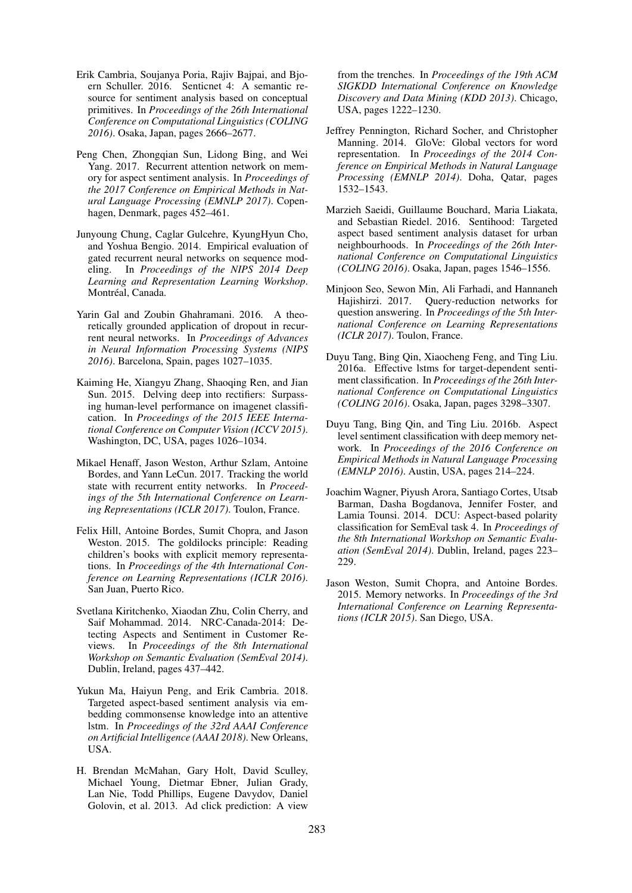Erik Cambria, Soujanya Poria, Rajiv Bajpai, and Bjoern Schuller. 2016. Senticnet 4: A semantic resource for sentiment analysis based on conceptual primitives. In *Proceedings of the 26th International Conference on Computational Linguistics (COLING 2016)*. Osaka, Japan, pages 2666–2677.

Peng Chen, Zhongqian Sun, Lidong Bing, and Wei Yang. 2017. Recurrent attention network on memory for aspect sentiment analysis. In *Proceedings of the 2017 Conference on Empirical Methods in Natural Language Processing (EMNLP 2017)*. Copenhagen, Denmark, pages 452–461.

Junyoung Chung, Caglar Gulcehre, KyungHyun Cho, and Yoshua Bengio. 2014. Empirical evaluation of gated recurrent neural networks on sequence modeling. In *Proceedings of the NIPS 2014 Deep Learning and Representation Learning Workshop*. Montréal, Canada.

Yarin Gal and Zoubin Ghahramani. 2016. A theoretically grounded application of dropout in recurrent neural networks. In *Proceedings of Advances in Neural Information Processing Systems (NIPS 2016)*. Barcelona, Spain, pages 1027–1035.

Kaiming He, Xiangyu Zhang, Shaoqing Ren, and Jian Sun. 2015. Delving deep into rectifiers: Surpassing human-level performance on imagenet classification. In *Proceedings of the 2015 IEEE International Conference on Computer Vision (ICCV 2015)*. Washington, DC, USA, pages 1026–1034.

Mikael Henaff, Jason Weston, Arthur Szlam, Antoine Bordes, and Yann LeCun. 2017. Tracking the world state with recurrent entity networks. In *Proceedings of the 5th International Conference on Learning Representations (ICLR 2017)*. Toulon, France.

Felix Hill, Antoine Bordes, Sumit Chopra, and Jason Weston. 2015. The goldilocks principle: Reading children's books with explicit memory representations. In *Proceedings of the 4th International Conference on Learning Representations (ICLR 2016)*. San Juan, Puerto Rico.

Svetlana Kiritchenko, Xiaodan Zhu, Colin Cherry, and Saif Mohammad. 2014. NRC-Canada-2014: Detecting Aspects and Sentiment in Customer Reviews. In *Proceedings of the 8th International Workshop on Semantic Evaluation (SemEval 2014)*. Dublin, Ireland, pages 437–442.

Yukun Ma, Haiyun Peng, and Erik Cambria. 2018. Targeted aspect-based sentiment analysis via embedding commonsense knowledge into an attentive lstm. In *Proceedings of the 32rd AAAI Conference on Artificial Intelligence (AAAI 2018)*. New Orleans, USA.

H. Brendan McMahan, Gary Holt, David Sculley, Michael Young, Dietmar Ebner, Julian Grady, Lan Nie, Todd Phillips, Eugene Davydov, Daniel Golovin, et al. 2013. Ad click prediction: A view from the trenches. In *Proceedings of the 19th ACM SIGKDD International Conference on Knowledge Discovery and Data Mining (KDD 2013)*. Chicago, USA, pages 1222–1230.

Jeffrey Pennington, Richard Socher, and Christopher Manning. 2014. GloVe: Global vectors for word representation. In *Proceedings of the 2014 Conference on Empirical Methods in Natural Language Processing (EMNLP 2014)*. Doha, Qatar, pages 1532–1543.

Marzieh Saeidi, Guillaume Bouchard, Maria Liakata, and Sebastian Riedel. 2016. Sentihood: Targeted aspect based sentiment analysis dataset for urban neighbourhoods. In *Proceedings of the 26th International Conference on Computational Linguistics (COLING 2016)*. Osaka, Japan, pages 1546–1556.

Minjoon Seo, Sewon Min, Ali Farhadi, and Hannaneh Hajishirzi. 2017. Query-reduction networks for question answering. In *Proceedings of the 5th International Conference on Learning Representations (ICLR 2017)*. Toulon, France.

Duyu Tang, Bing Qin, Xiaocheng Feng, and Ting Liu. 2016a. Effective lstms for target-dependent sentiment classification. In *Proceedings of the 26th International Conference on Computational Linguistics (COLING 2016)*. Osaka, Japan, pages 3298–3307.

Duyu Tang, Bing Qin, and Ting Liu. 2016b. Aspect level sentiment classification with deep memory network. In *Proceedings of the 2016 Conference on Empirical Methods in Natural Language Processing (EMNLP 2016)*. Austin, USA, pages 214–224.

Joachim Wagner, Piyush Arora, Santiago Cortes, Utsab Barman, Dasha Bogdanova, Jennifer Foster, and Lamia Tounsi. 2014. DCU: Aspect-based polarity classification for SemEval task 4. In *Proceedings of the 8th International Workshop on Semantic Evaluation (SemEval 2014)*. Dublin, Ireland, pages 223–229.

Jason Weston, Sumit Chopra, and Antoine Bordes. 2015. Memory networks. In *Proceedings of the 3rd International Conference on Learning Representations (ICLR 2015)*. San Diego, USA.